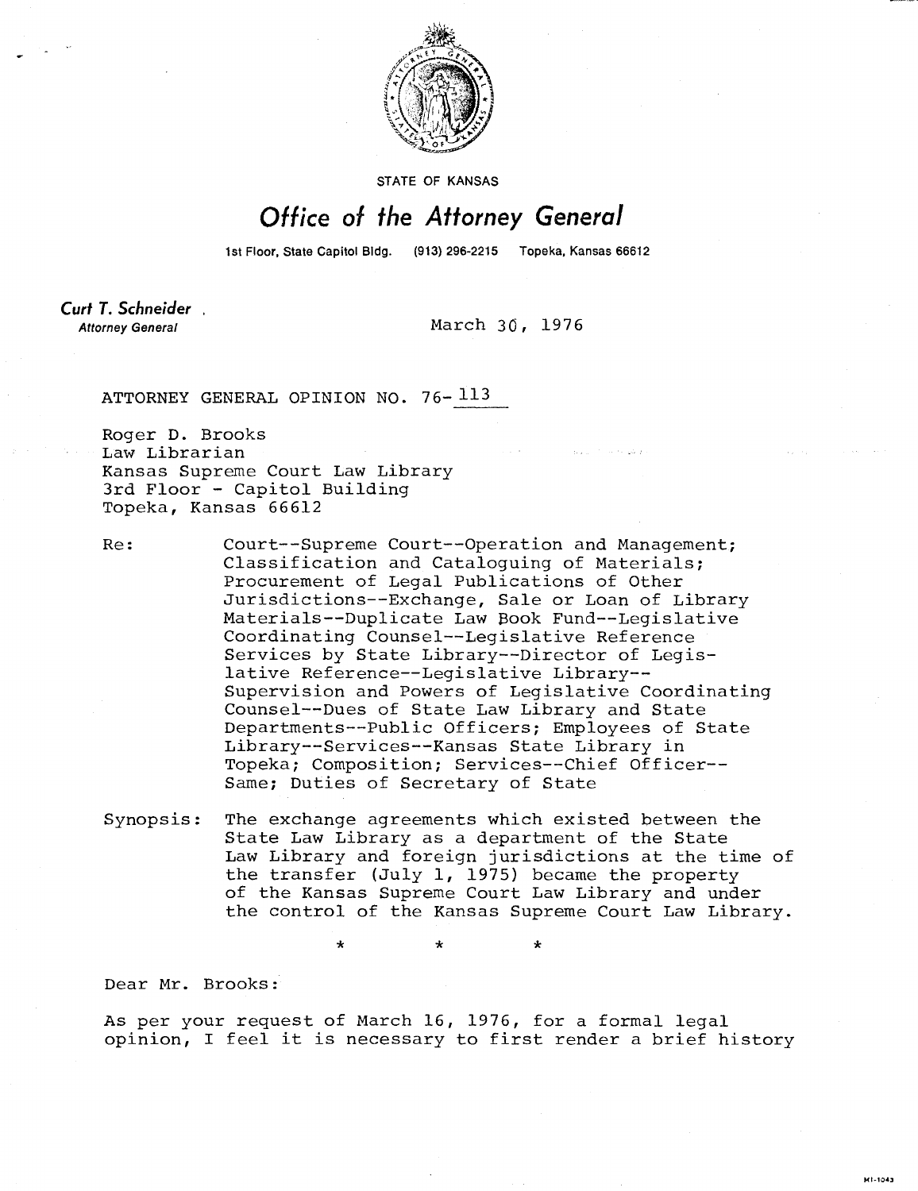STATE OF KANSAS

# Office of the Attorney General

1st Floor, State Capitol Bldg. (913) 296-2215 Topeka, Kansas 66612

**Curt T. Schneider**
*Attorney General*

March 30, 1976

ATTORNEY GENERAL OPINION NO. 76-113

Roger D. Brooks
Law Librarian
Kansas Supreme Court Law Library
3rd Floor - Capitol Building
Topeka, Kansas 66612

Re: Court--Supreme Court--Operation and Management; Classification and Cataloguing of Materials; Procurement of Legal Publications of Other Jurisdictions--Exchange, Sale or Loan of Library Materials--Duplicate Law Book Fund--Legislative Coordinating Counsel--Legislative Reference Services by State Library--Director of Legislative Reference--Legislative Library--Supervision and Powers of Legislative Coordinating Counsel--Dues of State Law Library and State Departments--Public Officers; Employees of State Library--Services--Kansas State Library in Topeka; Composition; Services--Chief Officer--Same; Duties of Secretary of State

Synopsis: The exchange agreements which existed between the State Law Library as a department of the State Law Library and foreign jurisdictions at the time of the transfer (July 1, 1975) became the property of the Kansas Supreme Court Law Library and under the control of the Kansas Supreme Court Law Library.

\*   \*   \*

Dear Mr. Brooks:

As per your request of March 16, 1976, for a formal legal opinion, I feel it is necessary to first render a brief history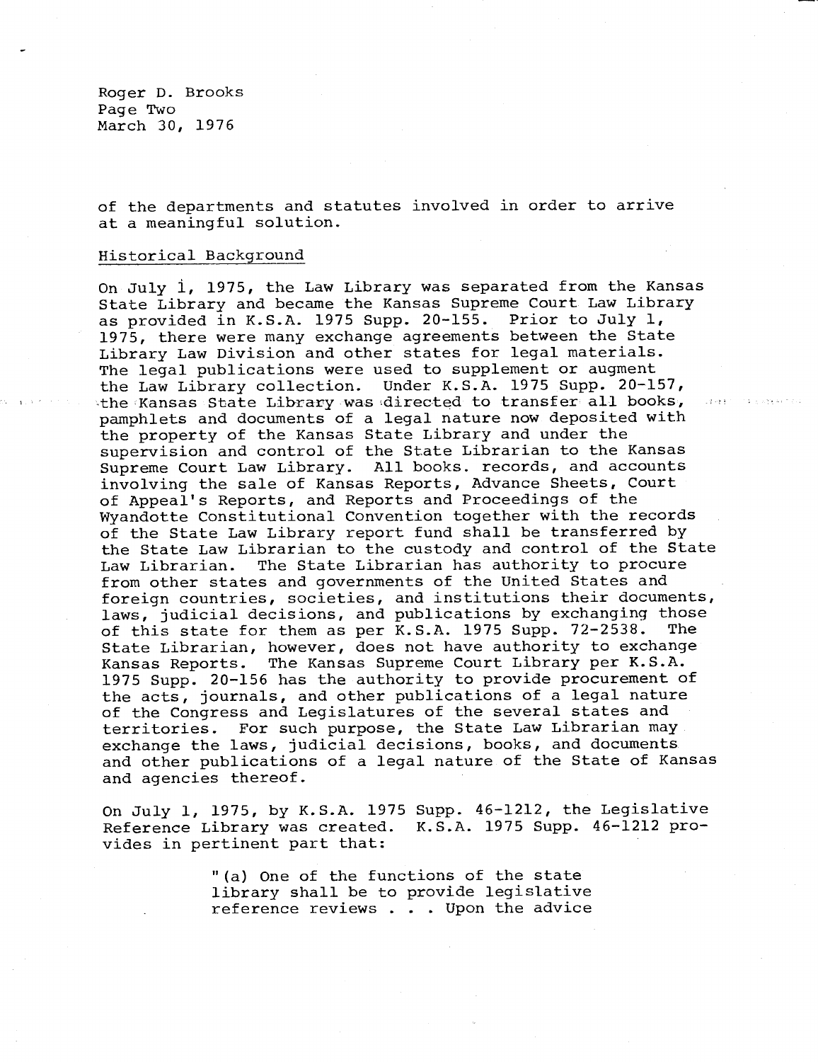of the departments and statutes involved in order to arrive at a meaningful solution.

Historical Background

On July 1, 1975, the Law Library was separated from the Kansas State Library and became the Kansas Supreme Court Law Library as provided in K.S.A. 1975 Supp. 20-155. Prior to July 1, 1975, there were many exchange agreements between the State Library Law Division and other states for legal materials. The legal publications were used to supplement or augment the Law Library collection. Under K.S.A. 1975 Supp. 20-157, the Kansas State Library was directed to transfer all books, pamphlets and documents of a legal nature now deposited with the property of the Kansas State Library and under the supervision and control of the State Librarian to the Kansas Supreme Court Law Library. All books. records, and accounts involving the sale of Kansas Reports, Advance Sheets, Court of Appeal's Reports, and Reports and Proceedings of the Wyandotte Constitutional Convention together with the records of the State Law Library report fund shall be transferred by the State Law Librarian to the custody and control of the State Law Librarian. The State Librarian has authority to procure from other states and governments of the United States and foreign countries, societies, and institutions their documents, laws, judicial decisions, and publications by exchanging those of this state for them as per K.S.A. 1975 Supp. 72-2538. The State Librarian, however, does not have authority to exchange Kansas Reports. The Kansas Supreme Court Library per K.S.A. 1975 Supp. 20-156 has the authority to provide procurement of the acts, journals, and other publications of a legal nature of the Congress and Legislatures of the several states and territories. For such purpose, the State Law Librarian may exchange the laws, judicial decisions, books, and documents and other publications of a legal nature of the State of Kansas and agencies thereof.

On July 1, 1975, by K.S.A. 1975 Supp. 46-1212, the Legislative Reference Library was created. K.S.A. 1975 Supp. 46-1212 provides in pertinent part that:

> "(a) One of the functions of the state library shall be to provide legislative reference reviews . . . Upon the advice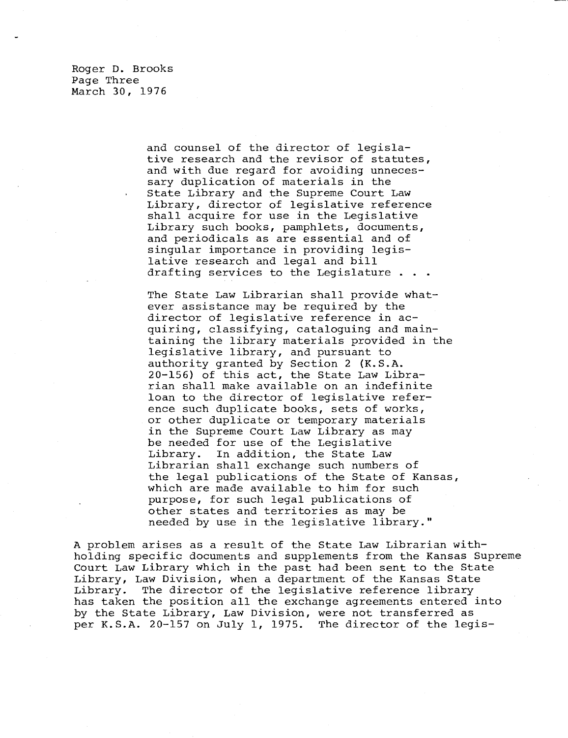> and counsel of the director of legislative research and the revisor of statutes, and with due regard for avoiding unnecessary duplication of materials in the State Library and the Supreme Court Law Library, director of legislative reference shall acquire for use in the Legislative Library such books, pamphlets, documents, and periodicals as are essential and of singular importance in providing legislative research and legal and bill drafting services to the Legislature . . .
>
> The State Law Librarian shall provide whatever assistance may be required by the director of legislative reference in acquiring, classifying, cataloguing and maintaining the library materials provided in the legislative library, and pursuant to authority granted by Section 2 (K.S.A. 20-156) of this act, the State Law Librarian shall make available on an indefinite loan to the director of legislative reference such duplicate books, sets of works, or other duplicate or temporary materials in the Supreme Court Law Library as may be needed for use of the Legislative Library. In addition, the State Law Librarian shall exchange such numbers of the legal publications of the State of Kansas, which are made available to him for such purpose, for such legal publications of other states and territories as may be needed by use in the legislative library."

A problem arises as a result of the State Law Librarian withholding specific documents and supplements from the Kansas Supreme Court Law Library which in the past had been sent to the State Library, Law Division, when a department of the Kansas State Library. The director of the legislative reference library has taken the position all the exchange agreements entered into by the State Library, Law Division, were not transferred as per K.S.A. 20-157 on July 1, 1975. The director of the legis-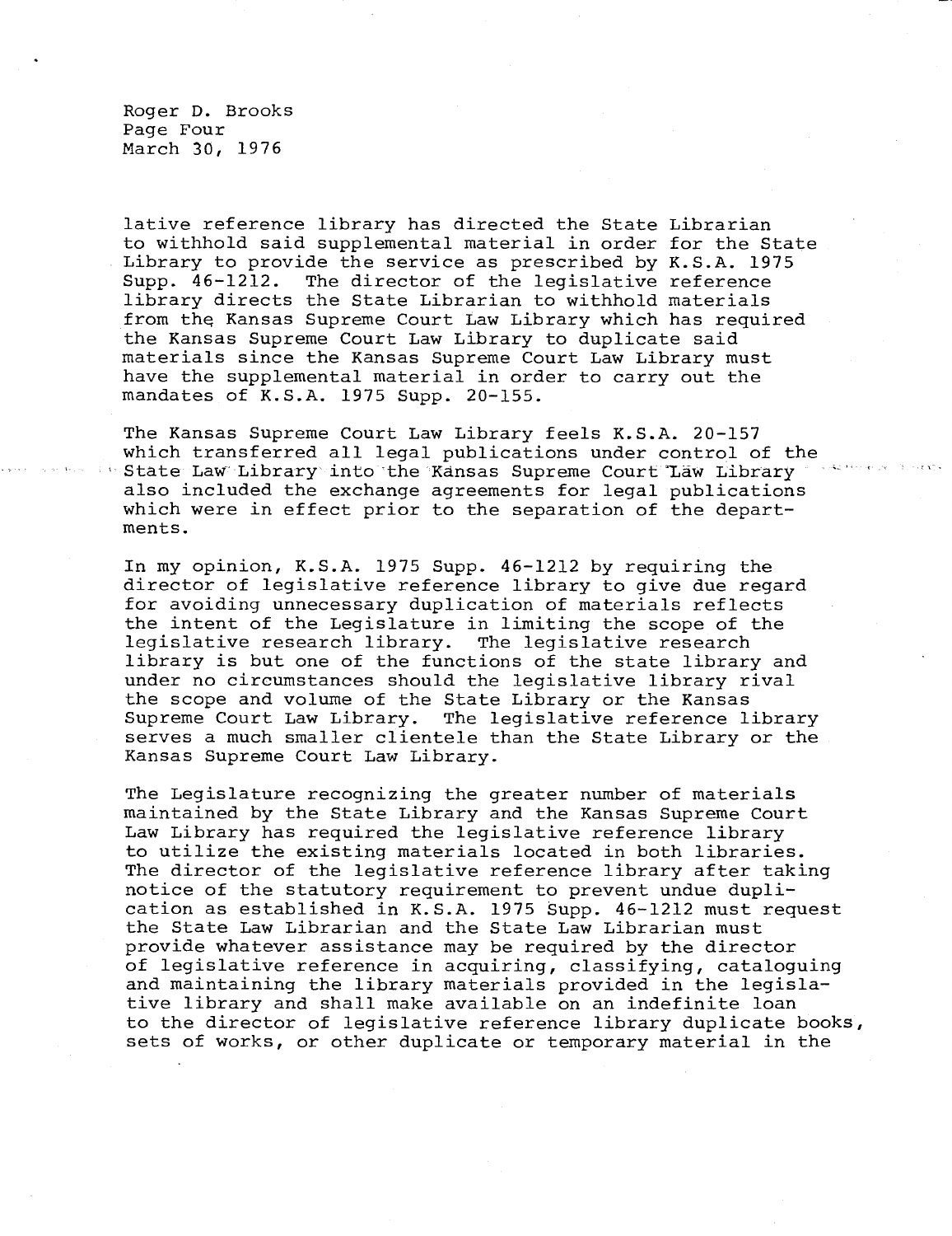lative reference library has directed the State Librarian to withhold said supplemental material in order for the State Library to provide the service as prescribed by K.S.A. 1975 Supp. 46-1212. The director of the legislative reference library directs the State Librarian to withhold materials from the Kansas Supreme Court Law Library which has required the Kansas Supreme Court Law Library to duplicate said materials since the Kansas Supreme Court Law Library must have the supplemental material in order to carry out the mandates of K.S.A. 1975 Supp. 20-155.

The Kansas Supreme Court Law Library feels K.S.A. 20-157 which transferred all legal publications under control of the State Law Library into the Kansas Supreme Court Law Library also included the exchange agreements for legal publications which were in effect prior to the separation of the departments.

In my opinion, K.S.A. 1975 Supp. 46-1212 by requiring the director of legislative reference library to give due regard for avoiding unnecessary duplication of materials reflects the intent of the Legislature in limiting the scope of the legislative research library. The legislative research library is but one of the functions of the state library and under no circumstances should the legislative library rival the scope and volume of the State Library or the Kansas Supreme Court Law Library. The legislative reference library serves a much smaller clientele than the State Library or the Kansas Supreme Court Law Library.

The Legislature recognizing the greater number of materials maintained by the State Library and the Kansas Supreme Court Law Library has required the legislative reference library to utilize the existing materials located in both libraries. The director of the legislative reference library after taking notice of the statutory requirement to prevent undue duplication as established in K.S.A. 1975 Supp. 46-1212 must request the State Law Librarian and the State Law Librarian must provide whatever assistance may be required by the director of legislative reference in acquiring, classifying, cataloguing and maintaining the library materials provided in the legislative library and shall make available on an indefinite loan to the director of legislative reference library duplicate books, sets of works, or other duplicate or temporary material in the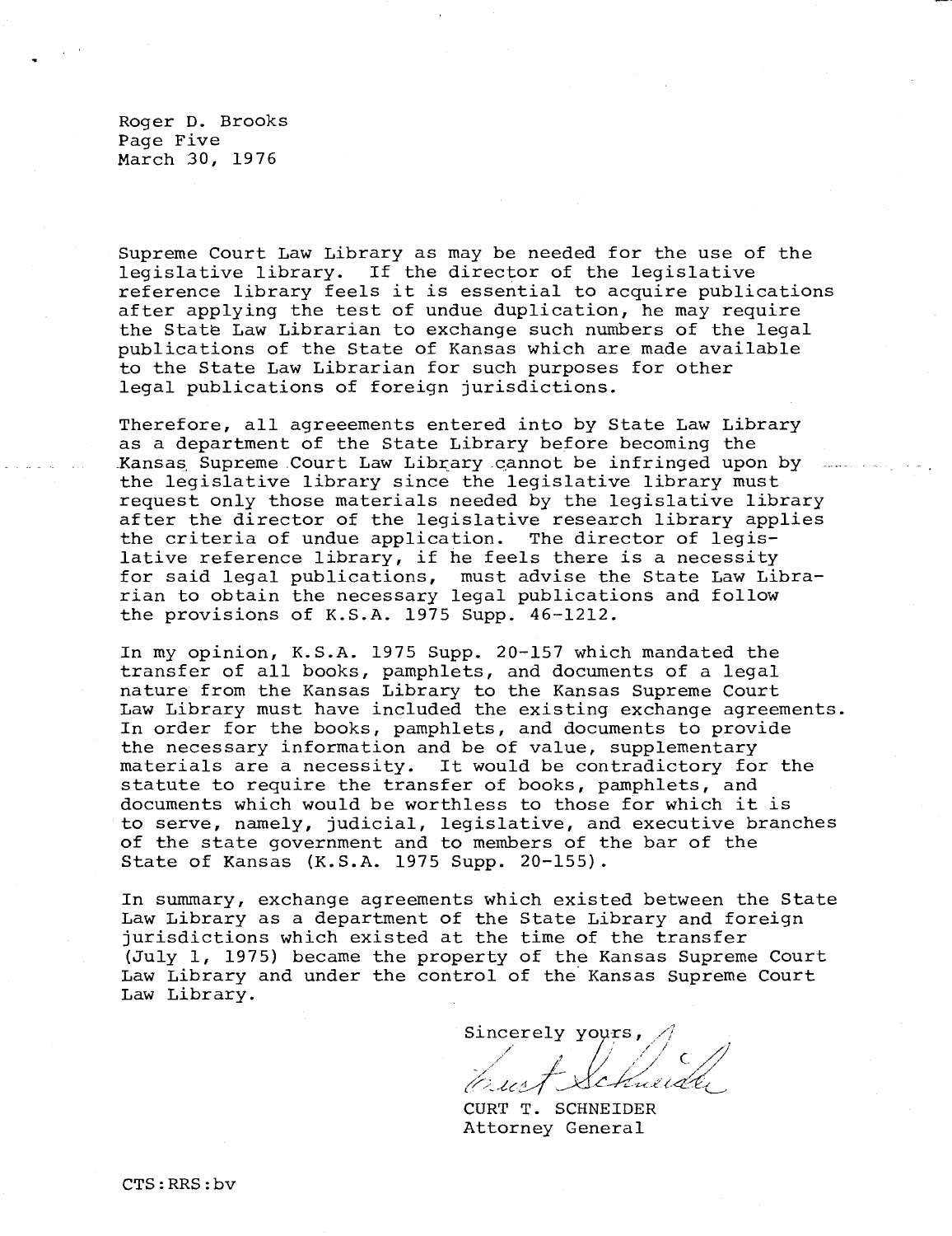Roger D. Brooks
Page Five
March 30, 1976

Supreme Court Law Library as may be needed for the use of the legislative library. If the director of the legislative reference library feels it is essential to acquire publications after applying the test of undue duplication, he may require the State Law Librarian to exchange such numbers of the legal publications of the State of Kansas which are made available to the State Law Librarian for such purposes for other legal publications of foreign jurisdictions.

Therefore, all agreeements entered into by State Law Library as a department of the State Library before becoming the Kansas Supreme Court Law Library cannot be infringed upon by the legislative library since the legislative library must request only those materials needed by the legislative library after the director of the legislative research library applies the criteria of undue application. The director of legislative reference library, if he feels there is a necessity for said legal publications, must advise the State Law Librarian to obtain the necessary legal publications and follow the provisions of K.S.A. 1975 Supp. 46-1212.

In my opinion, K.S.A. 1975 Supp. 20-157 which mandated the transfer of all books, pamphlets, and documents of a legal nature from the Kansas Library to the Kansas Supreme Court Law Library must have included the existing exchange agreements. In order for the books, pamphlets, and documents to provide the necessary information and be of value, supplementary materials are a necessity. It would be contradictory for the statute to require the transfer of books, pamphlets, and documents which would be worthless to those for which it is to serve, namely, judicial, legislative, and executive branches of the state government and to members of the bar of the State of Kansas (K.S.A. 1975 Supp. 20-155).

In summary, exchange agreements which existed between the State Law Library as a department of the State Library and foreign jurisdictions which existed at the time of the transfer (July 1, 1975) became the property of the Kansas Supreme Court Law Library and under the control of the Kansas Supreme Court Law Library.

Sincerely yours,

CURT T. SCHNEIDER
Attorney General

CTS:RRS:bv